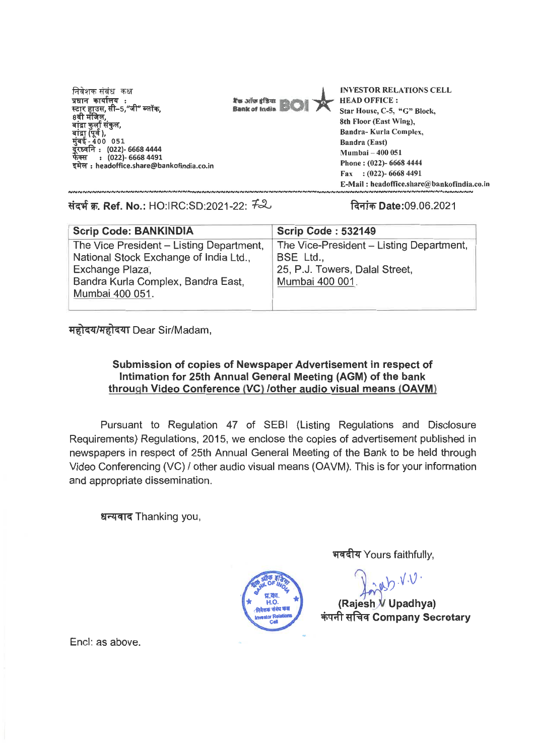निवेशक संबंध कक्ष
प्रधान कार्यालय :
स्टार हाउस, सी–5,"जी" ब्लॉक,
8वी मंजिल,
बांद्रा कुर्ला संकुल,
बांद्रा (पूर्व ),
मुंबई - 400 051
दूरध्वनि : (022)- 6668 4444
फैक्स : (022)- 6668 4491
इमेल : headoffice.share@bankofindia.co.in

बैंक ऑफ इंडिया Bank of India BOI

**INVESTOR RELATIONS CELL**
**HEAD OFFICE :**
Star House, C-5, "G" Block,
8th Floor (East Wing),
Bandra- Kurla Complex,
Bandra (East)
Mumbai – 400 051
Phone : (022)- 6668 4444
Fax : (022)- 6668 4491
E-Mail : headoffice.share@bankofindia.co.in

संदर्भ क्र. **Ref. No.:** HO:IRC:SD:2021-22: 72

दिनांक **Date:**09.06.2021

| Scrip Code: BANKINDIA | Scrip Code : 532149 |
|---|---|
| The Vice President – Listing Department, National Stock Exchange of India Ltd., Exchange Plaza, Bandra Kurla Complex, Bandra East, Mumbai 400 051. | The Vice-President – Listing Department, BSE Ltd., 25, P.J. Towers, Dalal Street, Mumbai 400 001. |

महोदय/महोदया Dear Sir/Madam,

**Submission of copies of Newspaper Advertisement in respect of Intimation for 25th Annual General Meeting (AGM) of the bank through Video Conference (VC) /other audio visual means (OAVM)**

Pursuant to Regulation 47 of SEBI (Listing Regulations and Disclosure Requirements) Regulations, 2015, we enclose the copies of advertisement published in newspapers in respect of 25th Annual General Meeting of the Bank to be held through Video Conferencing (VC) / other audio visual means (OAVM). This is for your information and appropriate dissemination.

धन्यवाद Thanking you,

भवदीय Yours faithfully,

**(Rajesh V Upadhya)**
**कंपनी सचिव Company Secretary**

Encl: as above.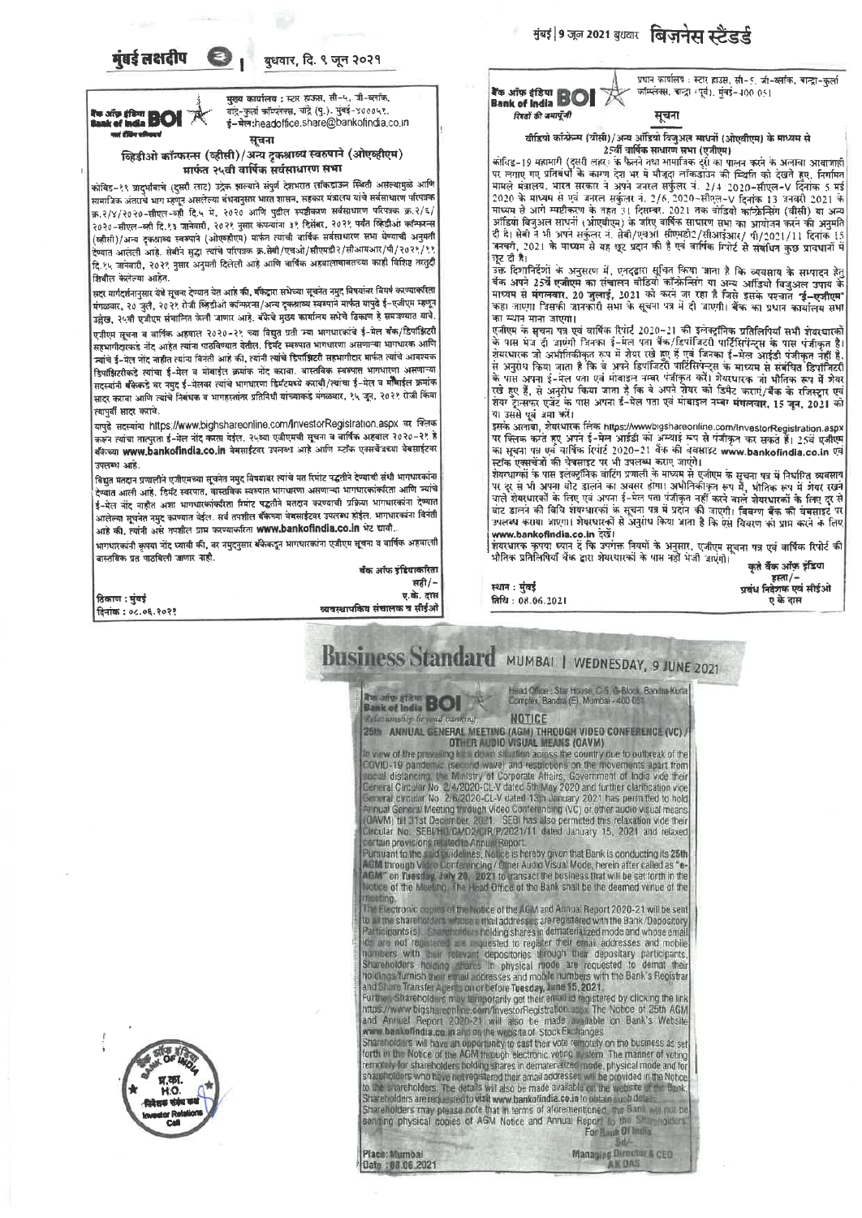मुंबई लक्षदीप | बुधवार, दि. ९ जून २०२१

**बँक ऑफ इंडिया BOI**
Bank of India

मुख्य कार्यालय : स्टार हाऊस, सी-५, जी-ब्लॉक, वांद्रे-कुर्ला कॉम्प्लेक्स, वांद्रे (पु.), मुंबई-४०००५१.
ई-मेल:headoffice.share@bankofindia.co.in

## सूचना

### व्हिडीओ कॉन्फरन्स (व्हीसी)/अन्य दृकश्राव्य स्वरुपाने (ओव्हीएम) मार्फत २५वी वार्षिक सर्वसाधारण सभा

कोविड-१९ प्रादुर्भावाचे (दुसरी लाट) उद्रेक झाल्याने संपूर्ण देशभरात लॉकडाऊन स्थिती असल्यामुळे आणि सामाजिक अंतराचे भाग म्हणून असलेल्या बंधनानुसार भारत शासन, सहकार मंत्रालय यांचे सर्वसाधारण परिपत्रक क्र.२/४/२०२०-सीएल-व्ही दि.५ मे, २०२० आणि पुढील स्पष्टीकरण सर्वसाधारण परिपत्रक क्र.२/६/२०२०-सीएल-व्ही दि.१३ जानेवारी, २०२१ नुसार कंपन्यांना ३१ डिसेंबर, २०२१ पर्यंत व्हिडीओ कॉन्फरन्स (व्हीसी)/अन्य दृकश्राव्य स्वरुपाने (ओव्हीएम) मार्फत त्यांची वार्षिक सर्वसाधारण सभा घेण्याची अनुमती देण्यात आलेली आहे. सेबीने सुद्धा त्यांचे परिपत्रक क्र.सेबी/एचओ/सीएमडी२/सीआयआर/पी/२०२१/११ दि.१५ जानेवारी, २०२१ नुसार अनुमती दिलेली आहे आणि वार्षिक अहवालाबाबतच्या काही विशिष्ट तरतुदी शिथील केलेल्या आहेत.

सदर मार्गदर्शनानुसार येथे सूचना देण्यात येत आहे की, बँकेद्वारा सभेच्या सूचनेत नमुद विषयांवर विमर्ष करण्याकरिता मंगळवार, २० जुलै, २०२१ रोजी व्हिडीओ कॉन्फरन्स/अन्य दृकश्राव्य स्वरुपाने मार्फत यापुढे ई-एजीएम म्हणून उल्लेख, २५वी एजीएम संचालित केली जाणार आहे. बँकेचे मुख्य कार्यालय सभेचे ठिकाण हे समजण्यात यावे.

एजीएम सूचना व वार्षिक अहवाल २०२०-२१ च्या विद्युत प्रती ज्या भागधारकांचे ई-मेल बँक/डिपॉझिटरी सहभागीदारकडे नोंद आहेत त्यांना पाठविण्यात येतील. डिमट स्वरुपात भागधारणा असणाऱ्या भागधारक आणि ज्यांचे ई-मेल नोंद नाहीत त्यांना विनंती आहे की, त्यांनी त्यांचे डिपॉझिटरी सहभागीदार मार्फत त्यांचे आवश्यक डिपॉझिटरीकडे त्यांचा ई-मेल व मोबाईल क्रमांक नोंद करावा. वास्तविक स्वरुपात भागधारणा असणाऱ्या सदस्यांनी बँकेकडे वर नमुद ई-मेलवर त्यांचे भागधारणा डिमटमध्ये करावी/त्यांचा ई-मेल व मोबाईल क्रमांक सादर करावा आणि त्यांचे निबंधक व भागहस्तांतर प्रतिनिधी यांच्याकडे मंगळवार, १५ जून, २०२१ रोजी किंवा त्यापूर्वी सादर करावे.

यापुढे सदस्यांना https://www.bighshareonline.com/InvestorRegistration.aspx वर क्लिक करून त्यांचा तात्पुरता ई-मेल नोंद करता येईल. २५व्या एजीएमची सूचना व वार्षिक अहवाल २०२०-२१ हे बँकेच्या www.bankofindia.co.in वेबसाईटवर उपलब्ध आहे आणि स्टॉक एक्सचेंजच्या वेबसाईटवर उपलब्ध आहे.

विद्युत मतदान प्रणालीने एजीएमच्या सूचनेत नमुद विषयावर त्यांचे मत रिमोट पद्धतीने देण्याची संधी भागधारकांना देण्यात आली आहे. डिमट स्वरुपात, वास्तविक स्वरुपात भागधारणा असणाऱ्या भागधारकांकरिता आणि ज्यांचे ई-मेल नोंद नाहीत अशा भागधारकांकरिता रिमोट पद्धतीने मतदान करण्याची प्रक्रिया भागधारकांना देण्यात आलेल्या सूचनेत नमुद करण्यात येईल. सर्व तपशील बँकेच्या वेबसाईटवर उपलब्ध होईल. भागधारकांना विनंती आहे की, त्यांनी असे तपशील प्राप्त करण्याकरिता www.bankofindia.co.in भेट द्यावी.

भागधारकांनी कृपया नोंद घ्यावी की, वर नमुदनुसार बँकेकडून भागधारकांना एजीएम सूचना व वार्षिक अहवाली वास्तविक प्रत पाठविली जाणार नाही.

ठिकाण : मुंबई
दिनांक : ०८.०६.२०२१

बँक ऑफ इंडियाकरिता
सही/-
ए.के. दास
व्यवस्थापकिय संचालक व सीईओ

---

मुंबई | 9 जून 2021 बुधवार **बिज़नेस स्टैंडर्ड**

**बैंक ऑफ इंडिया BOI**
Bank of India
रिश्तों की जमापूंजी

प्रधान कार्यालय : स्टार हाउस, सी-5, जी-ब्लॉक, बान्द्रा-कुर्ला कॉम्प्लेक्स, बान्द्रा (पूर्व), मुंबई-400 051

## सूचना

### वीडियो कॉन्फ्रेन्स (वीसी)/अन्य ऑडियो विजुअल साधनों (ओएवीएम) के माध्यम से 25वीं वार्षिक साधारण सभा (एजीएम)

कोविड-19 महामारी (दूसरी लहर) के फैलने तथा सामाजिक दूरी का पालन करने के अलावा आवाजाही पर लगाए गए प्रतिबंधों के कारण देश भर में मौजूदा लॉकडाउन की स्थिति को देखते हुए, निगमित मामले मंत्रालय, भारत सरकार ने अपने जनरल सर्कुलर नं. 2/4 2020-सीएल-V दिनांक 5 मई 2020 के माध्यम से एवं जनरल सर्कुलर नं. 2/6 2020-सीएल-V दिनांक 13 जनवरी 2021 के माध्यम से आगे स्पष्टीकरण के तहत 31 दिसम्बर, 2021 तक वीडियो कॉन्फ्रेन्सिंग (वीसी) या अन्य ऑडियो विजुअल साधनों (ओएवीएम) के जरिए वार्षिक साधारण सभा का आयोजन करने की अनुमति दी है। सेबी ने भी अपने सर्कुलर नं. सेबी/एचओ/सीएमडी2/सीआईआर/पी/2021/11 दिनांक 15 जनवरी, 2021 के माध्यम से यह छूट प्रदान की है एवं वार्षिक रिपोर्ट से संबंधित कुछ प्रावधानों में छूट दी है।

उक्त दिशानिर्देशों के अनुसरण में, एतद्द्वारा सूचित किया जाता है कि व्यवसाय के सम्पादन हेतु बैंक अपने 25वें एजीएम का संचालन वीडियो कॉन्फ्रेन्सिंग या अन्य ऑडियो विजुअल उपाय के माध्यम से **मंगलवार, 20 जुलाई, 2021** को करने जा रहा है जिसे इसके पश्चात **"ई-एजीएम"** कहा जाएगा जिसकी जानकारी सभा के सूचना पत्र में दी जाएगी। बैंक का प्रधान कार्यालय सभा का स्थान माना जाएगा।

एजीएम के सूचना पत्र एवं वार्षिक रिपोर्ट 2020-21 की इलेक्ट्रॉनिक प्रतिलिपियाँ सभी शेयरधारकों के पास भेज दी जाएंगी जिनका ई-मेल पता बैंक/डिपॉजिटरी पार्टिसिपेन्ट्स के पास पंजीकृत है। शेयरधारक जो अभौतिकीकृत रूप में शेयर रखे हुए हैं एवं जिनका ई-मेल आईडी पंजीकृत नहीं है, से अनुरोध किया जाता है कि वे अपने डिपॉजिटरी पार्टिसिपेन्ट्स के माध्यम से संबंधित डिपॉजिटरी के पास अपना ई-मेल पता एवं मोबाइल नम्बर पंजीकृत करें। शेयरधारक जो भौतिक रूप में शेयर रखे हुए हैं, से अनुरोध किया जाता है कि वे अपने शेयर को डिमेट कराएं/बैंक के रजिस्ट्रार एवं शेयर ट्रांसफर एजेंट के पास अपना ई-मेल पता एवं मोबाइल नम्बर **मंगलवार, 15 जून, 2021** को या उससे पूर्व जमा करें।

इसके अलावा, शेयरधारक लिंक https://wwwbigshareonline.com/InvestorRegistration.aspx पर क्लिक करते हुए अपना ई-मेल आईडी को अस्थाई रूप से पंजीकृत कर सकते हैं। 25वें एजीएम का सूचना पत्र एवं वार्षिक रिपोर्ट 2020-21 बैंक की वेबसाइट **www.bankofindia.co.in** एवं स्टॉक एक्सचेंजों की वेबसाइट पर भी उपलब्ध कराए जाएंगे।

शेयरधारकों के पास इलेक्ट्रॉनिक वोटिंग प्रणाली के माध्यम से एजीएम के सूचना पत्र में निर्धारित व्यवसाय पर दूर से भी अपना वोट डालने का अवसर होगा। अभौतिकीकृत रूप में, भौतिक रूप में शेयर रखने वाले शेयरधारकों के लिए एवं अपना ई-मेल पता पंजीकृत नहीं करने वाले शेयरधारकों के लिए दूर से वोट डालने की विधि शेयरधारकों के सूचना पत्र में प्रदान की जाएगी। विवरण बैंक की वेबसाइट पर उपलब्ध कराया जाएगा। शेयरधारकों से अनुरोध किया जाता है कि ऐसे विवरण को प्राप्त करने के लिए **www.bankofindia.co.in** देखें।

शेयरधारक कृपया ध्यान दें कि उपरोक्त नियमों के अनुसार, एजीएम सूचना पत्र एवं वार्षिक रिपोर्ट की भौतिक प्रतिलिपियाँ बैंक द्वारा शेयरधारकों के पास नहीं भेजी जाएंगी।

स्थान : मुंबई
तिथि : 08.06.2021

कृते बैंक ऑफ इंडिया
हस्ता/-
प्रबंध निदेशक एवं सीईओ
ए के दास

---

**Business Standard** MUMBAI | WEDNESDAY, 9 JUNE 2021

**बैंक ऑफ इंडिया BOI**
Bank of India
Relationship beyond banking

Head Office : Star House, C-5, G-Block, Bandra-Kurla Complex, Bandra (E), Mumbai - 400 051

## NOTICE

### 25th ANNUAL GENERAL MEETING (AGM) THROUGH VIDEO CONFERENCE (VC) / OTHER AUDIO VISUAL MEANS (OAVM)

In view of the prevailing lock down situation across the country due to outbreak of the COVID-19 pandemic (second wave) and restrictions on the movements apart from social distancing, the Ministry of Corporate Affairs, Government of India vide their General Circular No. 2/4/2020-CL-V dated 5th May 2020 and further clarification vice General circular No. 2/6/2020-CL-V dated 13th January 2021 has permitted to hold Annual General Meeting through Video Conferencing (VC) or other audio visual means (OAVM) till 31st December, 2021. SEBI has also permitted this relaxation vide their Circular No. SEBI/HO/CMD2/CIR/P/2021/11 dated January 15, 2021 and relaxed certain provisions related to Annual Report.

Pursuant to the said guidelines, Notice is hereby given that Bank is conducting its 25th AGM through Video Conferencing / Other Audio Visual Mode, herein after called as **"e-AGM" on Tuesday, July 20, 2021** to transact the business that will be set forth in the Notice of the Meeting. The Head Office of the Bank shall be the deemed venue of the meeting.

The Electronic copies of the Notice of the AGM and Annual Report 2020-21 will be sent to all the shareholders whose e-mail addresses are registered with the Bank /Depository Participants(s). Shareholders holding shares in dematerialized mode and whose email ids are not registered are requested to register their email addresses and mobile numbers with their relevant depositories through their depository participants. Shareholders holding shares in physical mode are requested to demat their holdings/furnish their email addresses and mobile numbers with the Bank's Registrar and Share Transfer Agents on or before **Tuesday, June 15, 2021**.

Further, Shareholders may temporarily get their email id registered by clicking the link https://www.bigshareonline.com/InvestorRegistration.aspx. The Notice of 25th AGM and Annual Report 2020-21 will also be made available on Bank's Website **www.bankofindia.co.in** and on the website of Stock Exchanges.

Shareholders will have an opportunity to cast their vote remotely on the business as set forth in the Notice of the AGM through electronic voting system. The manner of voting remotely for shareholders holding shares in dematerialized mode, physical mode and for shareholders who have not registered their email addresses will be provided in the Notice to the shareholders. The details will also be made available on the website of the Bank. Shareholders are requested to visit **www.bankofindia.co.in** to obtain such details.

Shareholders may please note that in terms of aforementioned, the Bank will not be sending physical copies of AGM Notice and Annual Report to the Shareholders.

Place: Mumbai
Date : 08.06.2021

For Bank Of India
Sd/-
Managing Director & CEO
A K DAS